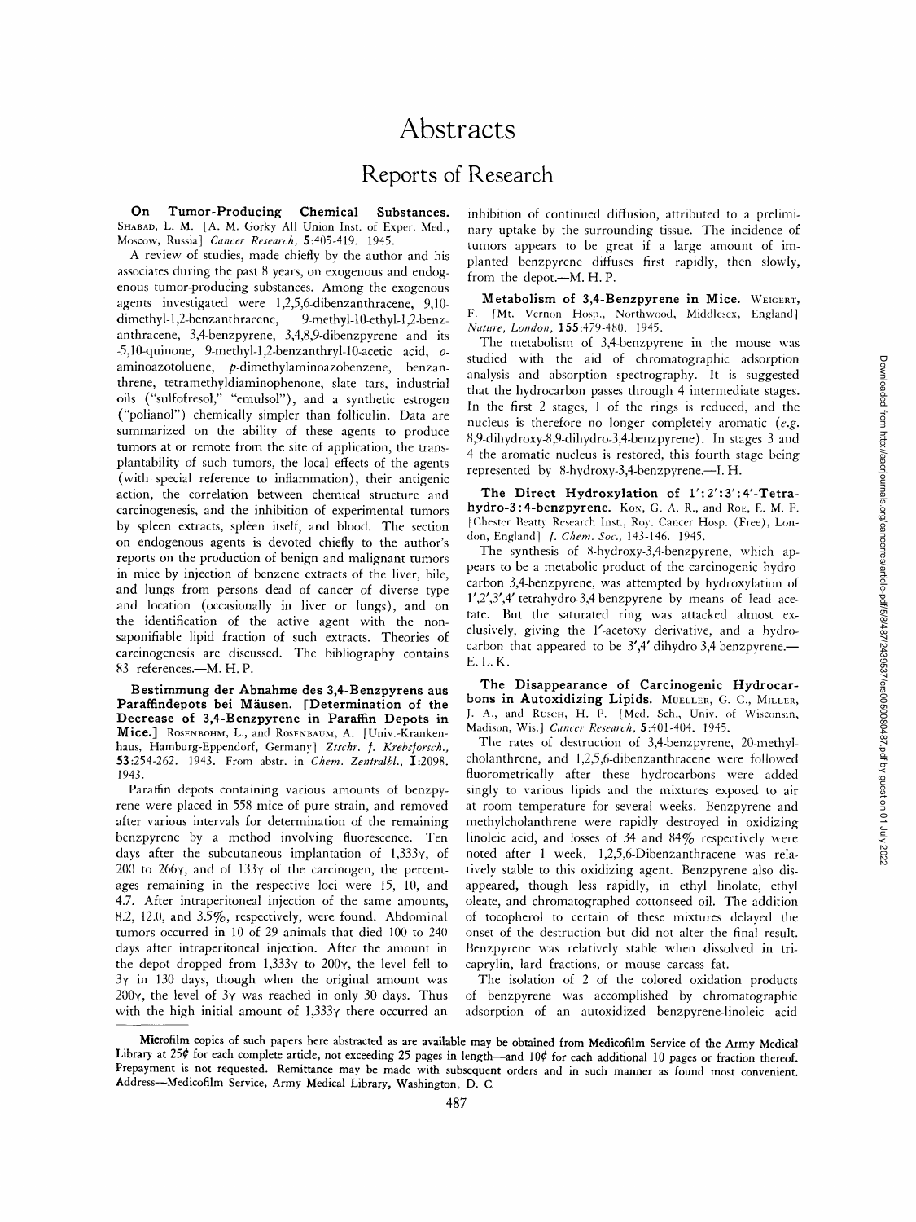# Abstracts

## Reports of Research

**On Tumor-Producing Chemical Substances.** SHABAD, L. M. [A. M. Gorky All Union Inst. of Exper. Med., Moscow, Russia] *Cancer Research*, **5**:405-419. 1945.

A review of studies, made chiefly by the author and his associates during the past 8 years, on exogenous and endogenous tumor-producing substances. Among the exogenous agents investigated were 1,2,5,6-dibenzanthracene, 9,10-dimethyl-1,2-benzanthracene, 9-methyl-10-ethyl-1,2-benzanthracene, 3,4-benzpyrene, 3,4,8,9-dibenzpyrene and its -5,10-quinone, 9-methyl-1,2-benzanthryl-10-acetic acid, o-aminoazotoluene, p-dimethylaminoazobenzene, benzanthrene, tetramethyldiaminophenone, slate tars, industrial oils ("sulfofresol," "emulsol"), and a synthetic estrogen ("polianol") chemically simpler than folliculin. Data are summarized on the ability of these agents to produce tumors at or remote from the site of application, the transplantability of such tumors, the local effects of the agents (with special reference to inflammation), their antigenic action, the correlation between chemical structure and carcinogenesis, and the inhibition of experimental tumors by spleen extracts, spleen itself, and blood. The section on endogenous agents is devoted chiefly to the author's reports on the production of benign and malignant tumors in mice by injection of benzene extracts of the liver, bile, and lungs from persons dead of cancer of diverse type and location (occasionally in liver or lungs), and on the identification of the active agent with the nonsaponifiable lipid fraction of such extracts. Theories of carcinogenesis are discussed. The bibliography contains 83 references.—M. H. P.

**Bestimmung der Abnahme des 3,4-Benzpyrens aus Paraffindepots bei Mäusen. [Determination of the Decrease of 3,4-Benzpyrene in Paraffin Depots in Mice.]** ROSENBOHM, L., and ROSENBAUM, A. [Univ.-Krankenhaus, Hamburg-Eppendorf, Germany] *Ztschr. f. Krebsforsch.*, **53**:254-262. 1943. From abstr. in *Chem. Zentralbl.*, **I**:2098. 1943.

Paraffin depots containing various amounts of benzpyrene were placed in 558 mice of pure strain, and removed after various intervals for determination of the remaining benzpyrene by a method involving fluorescence. Ten days after the subcutaneous implantation of 1,333γ, of 200 to 266γ, and of 133γ of the carcinogen, the percentages remaining in the respective loci were 15, 10, and 4.7. After intraperitoneal injection of the same amounts, 8.2, 12.0, and 3.5%, respectively, were found. Abdominal tumors occurred in 10 of 29 animals that died 100 to 240 days after intraperitoneal injection. After the amount in the depot dropped from 1,333γ to 200γ, the level fell to 3γ in 130 days, though when the original amount was 200γ, the level of 3γ was reached in only 30 days. Thus with the high initial amount of 1,333γ there occurred an inhibition of continued diffusion, attributed to a preliminary uptake by the surrounding tissue. The incidence of tumors appears to be great if a large amount of implanted benzpyrene diffuses first rapidly, then slowly, from the depot.—M. H. P.

**Metabolism of 3,4-Benzpyrene in Mice.** WEIGERT, F. [Mt. Vernon Hosp., Northwood, Middlesex, England] *Nature, London*, **155**:479-480. 1945.

The metabolism of 3,4-benzpyrene in the mouse was studied with the aid of chromatographic adsorption analysis and absorption spectrography. It is suggested that the hydrocarbon passes through 4 intermediate stages. In the first 2 stages, 1 of the rings is reduced, and the nucleus is therefore no longer completely aromatic (*e.g.* 8,9-dihydroxy-8,9-dihydro-3,4-benzpyrene). In stages 3 and 4 the aromatic nucleus is restored, this fourth stage being represented by 8-hydroxy-3,4-benzpyrene.—I. H.

**The Direct Hydroxylation of 1′:2′:3′:4′-Tetrahydro-3:4-benzpyrene.** KON, G. A. R., and ROE, E. M. F. [Chester Beatty Research Inst., Roy. Cancer Hosp. (Free), London, England] *J. Chem. Soc.*, 143-146. 1945.

The synthesis of 8-hydroxy-3,4-benzpyrene, which appears to be a metabolic product of the carcinogenic hydrocarbon 3,4-benzpyrene, was attempted by hydroxylation of 1′,2′,3′,4′-tetrahydro-3,4-benzpyrene by means of lead acetate. But the saturated ring was attacked almost exclusively, giving the 1′-acetoxy derivative, and a hydrocarbon that appeared to be 3′,4′-dihydro-3,4-benzpyrene.—E. L. K.

**The Disappearance of Carcinogenic Hydrocarbons in Autoxidizing Lipids.** MUELLER, G. C., MILLER, J. A., and RUSCH, H. P. [Med. Sch., Univ. of Wisconsin, Madison, Wis.] *Cancer Research*, **5**:401-404. 1945.

The rates of destruction of 3,4-benzpyrene, 20-methylcholanthrene, and 1,2,5,6-dibenzanthracene were followed fluorometrically after these hydrocarbons were added singly to various lipids and the mixtures exposed to air at room temperature for several weeks. Benzpyrene and methylcholanthrene were rapidly destroyed in oxidizing linoleic acid, and losses of 34 and 84% respectively were noted after 1 week. 1,2,5,6-Dibenzanthracene was relatively stable to this oxidizing agent. Benzpyrene also disappeared, though less rapidly, in ethyl linolate, ethyl oleate, and chromatographed cottonseed oil. The addition of tocopherol to certain of these mixtures delayed the onset of the destruction but did not alter the final result. Benzpyrene was relatively stable when dissolved in tricaprylin, lard fractions, or mouse carcass fat.

The isolation of 2 of the colored oxidation products of benzpyrene was accomplished by chromatographic adsorption of an autoxidized benzpyrene-linoleic acid

Microfilm copies of such papers here abstracted as are available may be obtained from Medicofilm Service of the Army Medical Library at 25¢ for each complete article, not exceeding 25 pages in length—and 10¢ for each additional 10 pages or fraction thereof. Prepayment is not requested. Remittance may be made with subsequent orders and in such manner as found most convenient. Address—Medicofilm Service, Army Medical Library, Washington, D. C.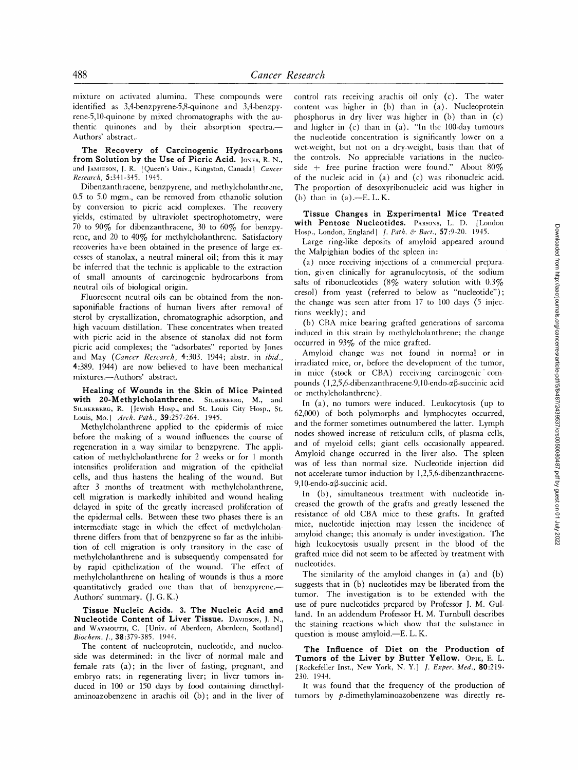mixture on activated alumina. These compounds were identified as 3,4-benzpyrene-5,8-quinone and 3,4-benzpyrene-5,10-quinone by mixed chromatographs with the authentic quinones and by their absorption spectra.—Authors' abstract.

**The Recovery of Carcinogenic Hydrocarbons from Solution by the Use of Picric Acid.** Jones, R. N., and Jamieson, J. R. [Queen's Univ., Kingston, Canada] *Cancer Research,* **5**:341-345. 1945.

Dibenzanthracene, benzpyrene, and methylcholanthrene, 0.5 to 5.0 mgm., can be removed from ethanolic solution by conversion to picric acid complexes. The recovery yields, estimated by ultraviolet spectrophotometry, were 70 to 90% for dibenzanthracene, 30 to 60% for benzpyrene, and 20 to 40% for methylcholanthrene. Satisfactory recoveries have been obtained in the presence of large excesses of stanolax, a neutral mineral oil; from this it may be inferred that the technic is applicable to the extraction of small amounts of carcinogenic hydrocarbons from neutral oils of biological origin.

Fluorescent neutral oils can be obtained from the nonsaponifiable fractions of human livers after removal of sterol by crystallization, chromatographic adsorption, and high vacuum distillation. These concentrates when treated with picric acid in the absence of stanolax did not form picric acid complexes; the "adsorbates" reported by Jones and May (*Cancer Research,* **4**:303. 1944; abstr. in *ibid.,* **4**:389. 1944) are now believed to have been mechanical mixtures.—Authors' abstract.

**Healing of Wounds in the Skin of Mice Painted with 20-Methylcholanthrene.** Silberberg, M., and Silberberg, R. [Jewish Hosp., and St. Louis City Hosp., St. Louis, Mo.] *Arch. Path.,* **39**:257-264. 1945.

Methylcholanthrene applied to the epidermis of mice before the making of a wound influences the course of regeneration in a way similar to benzpyrene. The application of methylcholanthrene for 2 weeks or for 1 month intensifies proliferation and migration of the epithelial cells, and thus hastens the healing of the wound. But after 3 months of treatment with methylcholanthrene, cell migration is markedly inhibited and wound healing delayed in spite of the greatly increased proliferation of the epidermal cells. Between these two phases there is an intermediate stage in which the effect of methylcholanthrene differs from that of benzpyrene so far as the inhibition of cell migration is only transitory in the case of methylcholanthrene and is subsequently compensated for by rapid epithelization of the wound. The effect of methylcholanthrene on healing of wounds is thus a more quantitatively graded one than that of benzpyrene.—Authors' summary. (J. G. K.)

**Tissue Nucleic Acids. 3. The Nucleic Acid and Nucleotide Content of Liver Tissue.** Davidson, J. N., and Waymouth, C. [Univ. of Aberdeen, Aberdeen, Scotland] *Biochem. J.,* **38**:379-385. 1944.

The content of nucleoprotein, nucleotide, and nucleoside was determined: in the liver of normal male and female rats (a); in the liver of fasting, pregnant, and embryo rats; in regenerating liver; in liver tumors induced in 100 or 150 days by food containing dimethylaminoazobenzene in arachis oil (b); and in the liver of control rats receiving arachis oil only (c). The water content was higher in (b) than in (a). Nucleoprotein phosphorus in dry liver was higher in (b) than in (c) and higher in (c) than in (a). "In the 100-day tumours the nucleotide concentration is significantly lower on a wet-weight, but not on a dry-weight, basis than that of the controls. No appreciable variations in the nucleoside + free purine fraction were found." About 80% of the nucleic acid in (a) and (c) was ribonucleic acid. The proportion of desoxyribonucleic acid was higher in (b) than in (a).—E. L. K.

**Tissue Changes in Experimental Mice Treated with Pentose Nucleotides.** Parsons, L. D. [London Hosp., London, England] *J. Path. & Bact.,* **57**:9-20. 1945.

Large ring-like deposits of amyloid appeared around the Malpighian bodies of the spleen in:

(a) mice receiving injections of a commercial preparation, given clinically for agranulocytosis, of the sodium salts of ribonucleotides (8% watery solution with 0.3% cresol) from yeast (referred to below as "nucleotide"); the change was seen after from 17 to 100 days (5 injections weekly); and

(b) CBA mice bearing grafted generations of sarcoma induced in this strain by methylcholanthrene; the change occurred in 93% of the mice grafted.

Amyloid change was not found in normal or in irradiated mice, or, before the development of the tumor, in mice (stock or CBA) receiving carcinogenic compounds (1,2,5,6-dibenzanthracene-9,10-endo-$\alpha\beta$-succinic acid or methylcholanthrene).

In (a), no tumors were induced. Leukocytosis (up to 62,000) of both polymorphs and lymphocytes occurred, and the former sometimes outnumbered the latter. Lymph nodes showed increase of reticulum cells, of plasma cells, and of myeloid cells; giant cells occasionally appeared. Amyloid change occurred in the liver also. The spleen was of less than normal size. Nucleotide injection did not accelerate tumor induction by 1,2,5,6-dibenzanthracene-9,10-endo-$\alpha\beta$-succinic acid.

In (b), simultaneous treatment with nucleotide increased the growth of the grafts and greatly lessened the resistance of old CBA mice to these grafts. In grafted mice, nucleotide injection may lessen the incidence of amyloid change; this anomaly is under investigation. The high leukocytosis usually present in the blood of the grafted mice did not seem to be affected by treatment with nucleotides.

The similarity of the amyloid changes in (a) and (b) suggests that in (b) nucleotides may be liberated from the tumor. The investigation is to be extended with the use of pure nucleotides prepared by Professor J. M. Gulland. In an addendum Professor H. M. Turnbull describes the staining reactions which show that the substance in question is mouse amyloid.—E. L. K.

**The Influence of Diet on the Production of Tumors of the Liver by Butter Yellow.** Opie, E. L. [Rockefeller Inst., New York, N. Y.] *J. Exper. Med.,* **80**:219-230. 1944.

It was found that the frequency of the production of tumors by *p*-dimethylaminoazobenzene was directly re-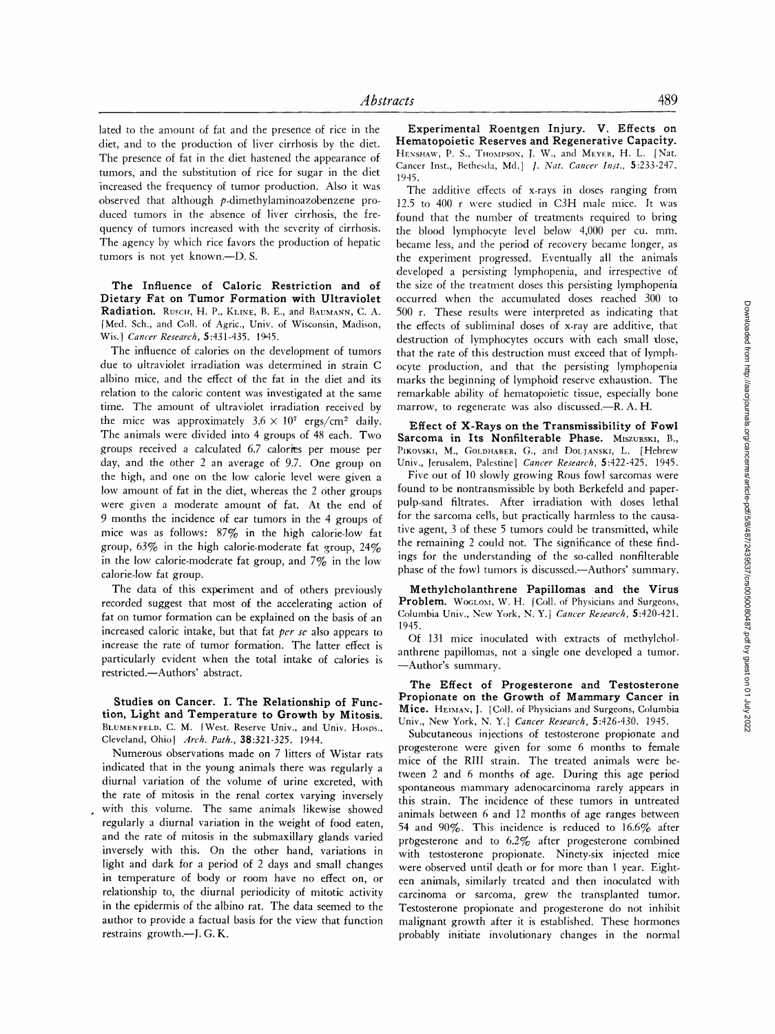lated to the amount of fat and the presence of rice in the diet, and to the production of liver cirrhosis by the diet. The presence of fat in the diet hastened the appearance of tumors, and the substitution of rice for sugar in the diet increased the frequency of tumor production. Also it was observed that although *p*-dimethylaminoazobenzene produced tumors in the absence of liver cirrhosis, the frequency of tumors increased with the severity of cirrhosis. The agency by which rice favors the production of hepatic tumors is not yet known.—D. S.

**The Influence of Caloric Restriction and of Dietary Fat on Tumor Formation with Ultraviolet Radiation.** Rusch, H. P., Kline, B. E., and Baumann, C. A. [Med. Sch., and Coll. of Agric., Univ. of Wisconsin, Madison, Wis.] *Cancer Research,* **5**:431-435. 1945.

The influence of calories on the development of tumors due to ultraviolet irradiation was determined in strain C albino mice, and the effect of the fat in the diet and its relation to the caloric content was investigated at the same time. The amount of ultraviolet irradiation received by the mice was approximately $3.6 \times 10^7$ ergs/cm$^2$ daily. The animals were divided into 4 groups of 48 each. Two groups received a calculated 6.7 calories per mouse per day, and the other 2 an average of 9.7. One group on the high, and one on the low calorie level were given a low amount of fat in the diet, whereas the 2 other groups were given a moderate amount of fat. At the end of 9 months the incidence of ear tumors in the 4 groups of mice was as follows: 87% in the high calorie-low fat group, 63% in the high calorie-moderate fat group, 24% in the low calorie-moderate fat group, and 7% in the low calorie-low fat group.

The data of this experiment and of others previously recorded suggest that most of the accelerating action of fat on tumor formation can be explained on the basis of an increased caloric intake, but that fat *per se* also appears to increase the rate of tumor formation. The latter effect is particularly evident when the total intake of calories is restricted.—Authors' abstract.

**Studies on Cancer. I. The Relationship of Function, Light and Temperature to Growth by Mitosis.** Blumenfeld, C. M. [West. Reserve Univ., and Univ. Hosps., Cleveland, Ohio] *Arch. Path.,* **38**:321-325. 1944.

Numerous observations made on 7 litters of Wistar rats indicated that in the young animals there was regularly a diurnal variation of the volume of urine excreted, with the rate of mitosis in the renal cortex varying inversely with this volume. The same animals likewise showed regularly a diurnal variation in the weight of food eaten, and the rate of mitosis in the submaxillary glands varied inversely with this. On the other hand, variations in light and dark for a period of 2 days and small changes in temperature of body or room have no effect on, or relationship to, the diurnal periodicity of mitotic activity in the epidermis of the albino rat. The data seemed to the author to provide a factual basis for the view that function restrains growth.—J. G. K.

**Experimental Roentgen Injury. V. Effects on Hematopoietic Reserves and Regenerative Capacity.** Henshaw, P. S., Thompson, J. W., and Meyer, H. L. [Nat. Cancer Inst., Bethesda, Md.] *J. Nat. Cancer Inst.,* **5**:233-247. 1945.

The additive effects of x-rays in doses ranging from 12.5 to 400 r were studied in C3H male mice. It was found that the number of treatments required to bring the blood lymphocyte level below 4,000 per cu. mm. became less, and the period of recovery became longer, as the experiment progressed. Eventually all the animals developed a persisting lymphopenia, and irrespective of the size of the treatment doses this persisting lymphopenia occurred when the accumulated doses reached 300 to 500 r. These results were interpreted as indicating that the effects of subliminal doses of x-ray are additive, that destruction of lymphocytes occurs with each small dose, that the rate of this destruction must exceed that of lymphocyte production, and that the persisting lymphopenia marks the beginning of lymphoid reserve exhaustion. The remarkable ability of hematopoietic tissue, especially bone marrow, to regenerate was also discussed.—R. A. H.

**Effect of X-Rays on the Transmissibility of Fowl Sarcoma in Its Nonfilterable Phase.** Miszurski, B., Pikovski, M., Goldhaber, G., and Doljanski, L. [Hebrew Univ., Jerusalem, Palestine] *Cancer Research,* **5**:422-425. 1945.

Five out of 10 slowly growing Rous fowl sarcomas were found to be nontransmissible by both Berkefeld and paper-pulp-sand filtrates. After irradiation with doses lethal for the sarcoma cells, but practically harmless to the causative agent, 3 of these 5 tumors could be transmitted, while the remaining 2 could not. The significance of these findings for the understanding of the so-called nonfilterable phase of the fowl tumors is discussed.—Authors' summary.

**Methylcholanthrene Papillomas and the Virus Problem.** Woglom, W. H. [Coll. of Physicians and Surgeons, Columbia Univ., New York, N. Y.] *Cancer Research,* **5**:420-421. 1945.

Of 131 mice inoculated with extracts of methylcholanthrene papillomas, not a single one developed a tumor. —Author's summary.

**The Effect of Progesterone and Testosterone Propionate on the Growth of Mammary Cancer in Mice.** Heiman, J. [Coll. of Physicians and Surgeons, Columbia Univ., New York, N. Y.] *Cancer Research,* **5**:426-430. 1945.

Subcutaneous injections of testosterone propionate and progesterone were given for some 6 months to female mice of the RIII strain. The treated animals were between 2 and 6 months of age. During this age period spontaneous mammary adenocarcinoma rarely appears in this strain. The incidence of these tumors in untreated animals between 6 and 12 months of age ranges between 54 and 90%. This incidence is reduced to 16.6% after progesterone and to 6.2% after progesterone combined with testosterone propionate. Ninety-six injected mice were observed until death or for more than 1 year. Eighteen animals, similarly treated and then inoculated with carcinoma or sarcoma, grew the transplanted tumor. Testosterone propionate and progesterone do not inhibit malignant growth after it is established. These hormones probably initiate involutionary changes in the normal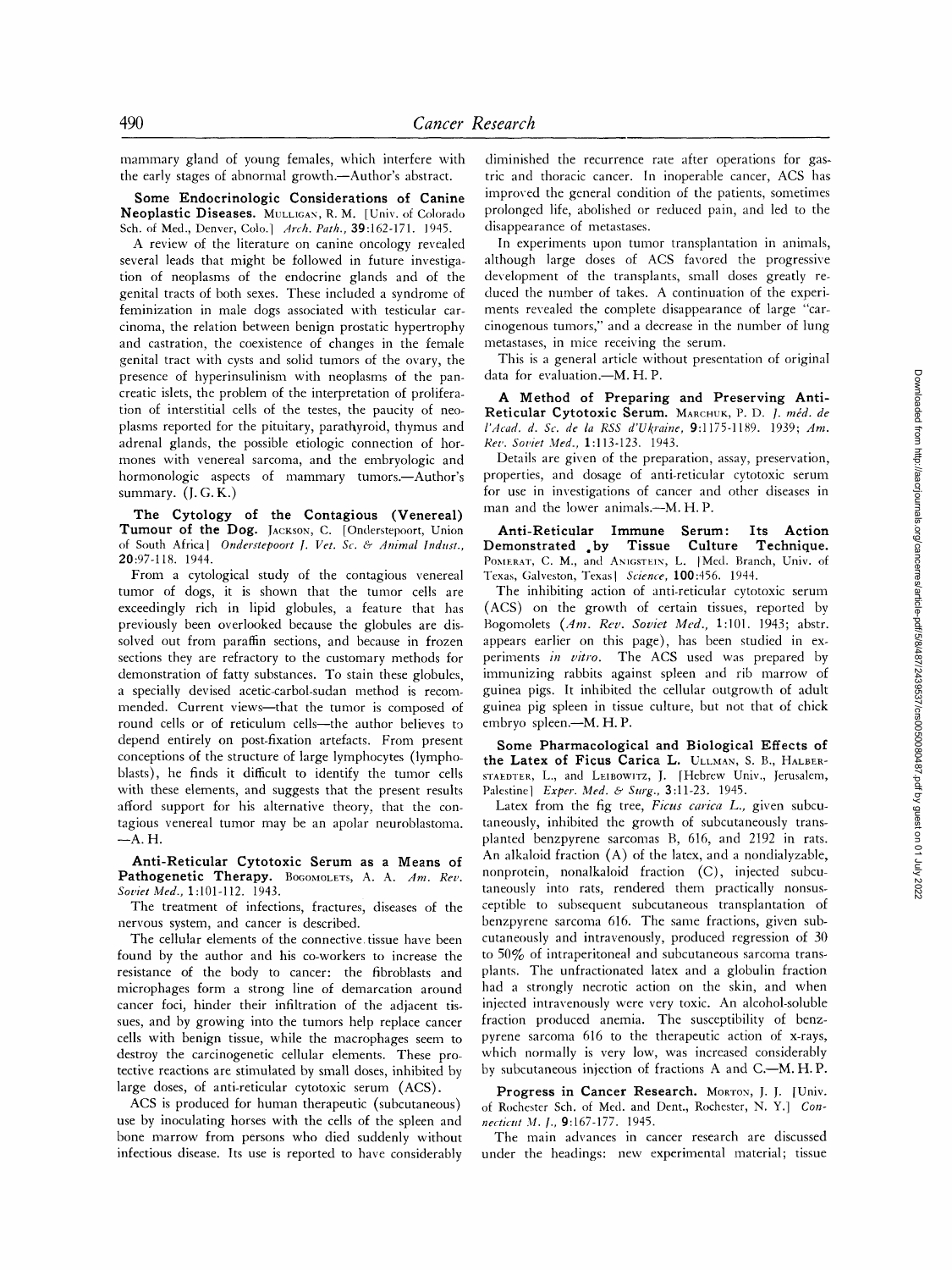mammary gland of young females, which interfere with the early stages of abnormal growth.—Author's abstract.

**Some Endocrinologic Considerations of Canine Neoplastic Diseases.** MULLIGAN, R. M. [Univ. of Colorado Sch. of Med., Denver, Colo.] *Arch. Path.*, **39**:162-171. 1945.

A review of the literature on canine oncology revealed several leads that might be followed in future investigation of neoplasms of the endocrine glands and of the genital tracts of both sexes. These included a syndrome of feminization in male dogs associated with testicular carcinoma, the relation between benign prostatic hypertrophy and castration, the coexistence of changes in the female genital tract with cysts and solid tumors of the ovary, the presence of hyperinsulinism with neoplasms of the pancreatic islets, the problem of the interpretation of proliferation of interstitial cells of the testes, the paucity of neoplasms reported for the pituitary, parathyroid, thymus and adrenal glands, the possible etiologic connection of hormones with venereal sarcoma, and the embryologic and hormonologic aspects of mammary tumors.—Author's summary. (J. G. K.)

**The Cytology of the Contagious (Venereal) Tumour of the Dog.** JACKSON, C. [Onderstepoort, Union of South Africa] *Onderstepoort J. Vet. Sc. & Animal Indust.*, **20**:97-118. 1944.

From a cytological study of the contagious venereal tumor of dogs, it is shown that the tumor cells are exceedingly rich in lipid globules, a feature that has previously been overlooked because the globules are dissolved out from paraffin sections, and because in frozen sections they are refractory to the customary methods for demonstration of fatty substances. To stain these globules, a specially devised acetic-carbol-sudan method is recommended. Current views—that the tumor is composed of round cells or of reticulum cells—the author believes to depend entirely on post-fixation artefacts. From present conceptions of the structure of large lymphocytes (lymphoblasts), he finds it difficult to identify the tumor cells with these elements, and suggests that the present results afford support for his alternative theory, that the contagious venereal tumor may be an apolar neuroblastoma. —A. H.

**Anti-Reticular Cytotoxic Serum as a Means of Pathogenetic Therapy.** BOGOMOLETS, A. A. *Am. Rev. Soviet Med.*, **1**:101-112. 1943.

The treatment of infections, fractures, diseases of the nervous system, and cancer is described.

The cellular elements of the connective tissue have been found by the author and his co-workers to increase the resistance of the body to cancer: the fibroblasts and microphages form a strong line of demarcation around cancer foci, hinder their infiltration of the adjacent tissues, and by growing into the tumors help replace cancer cells with benign tissue, while the macrophages seem to destroy the carcinogenetic cellular elements. These protective reactions are stimulated by small doses, inhibited by large doses, of anti-reticular cytotoxic serum (ACS).

ACS is produced for human therapeutic (subcutaneous) use by inoculating horses with the cells of the spleen and bone marrow from persons who died suddenly without infectious disease. Its use is reported to have considerably diminished the recurrence rate after operations for gastric and thoracic cancer. In inoperable cancer, ACS has improved the general condition of the patients, sometimes prolonged life, abolished or reduced pain, and led to the disappearance of metastases.

In experiments upon tumor transplantation in animals, although large doses of ACS favored the progressive development of the transplants, small doses greatly reduced the number of takes. A continuation of the experiments revealed the complete disappearance of large "carcinogenous tumors," and a decrease in the number of lung metastases, in mice receiving the serum.

This is a general article without presentation of original data for evaluation.—M. H. P.

**A Method of Preparing and Preserving Anti-Reticular Cytotoxic Serum.** MARCHUK, P. D. *J. méd. de l'Acad. d. Sc. de la RSS d'Ukraine*, **9**:1175-1189. 1939; *Am. Rev. Soviet Med.*, **1**:113-123. 1943.

Details are given of the preparation, assay, preservation, properties, and dosage of anti-reticular cytotoxic serum for use in investigations of cancer and other diseases in man and the lower animals.—M. H. P.

**Anti-Reticular Immune Serum: Its Action Demonstrated by Tissue Culture Technique.** POMERAT, C. M., and ANIGSTEIN, L. [Med. Branch, Univ. of Texas, Galveston, Texas] *Science*, **100**:456. 1944.

The inhibiting action of anti-reticular cytotoxic serum (ACS) on the growth of certain tissues, reported by Bogomolets (*Am. Rev. Soviet Med.*, **1**:101. 1943; abstr. appears earlier on this page), has been studied in experiments *in vitro*. The ACS used was prepared by immunizing rabbits against spleen and rib marrow of guinea pigs. It inhibited the cellular outgrowth of adult guinea pig spleen in tissue culture, but not that of chick embryo spleen.—M. H. P.

**Some Pharmacological and Biological Effects of the Latex of Ficus Carica L.** ULLMAN, S. B., HALBERSTAEDTER, L., and LEIBOWITZ, J. [Hebrew Univ., Jerusalem, Palestine] *Exper. Med. & Surg.*, **3**:11-23. 1945.

Latex from the fig tree, *Ficus carica L.*, given subcutaneously, inhibited the growth of subcutaneously transplanted benzpyrene sarcomas B, 616, and 2192 in rats. An alkaloid fraction (A) of the latex, and a nondialyzable, nonprotein, nonalkaloid fraction (C), injected subcutaneously into rats, rendered them practically nonsusceptible to subsequent subcutaneous transplantation of benzpyrene sarcoma 616. The same fractions, given subcutaneously and intravenously, produced regression of 30 to 50% of intraperitoneal and subcutaneous sarcoma transplants. The unfractionated latex and a globulin fraction had a strongly necrotic action on the skin, and when injected intravenously were very toxic. An alcohol-soluble fraction produced anemia. The susceptibility of benzpyrene sarcoma 616 to the therapeutic action of x-rays, which normally is very low, was increased considerably by subcutaneous injection of fractions A and C.—M. H. P.

**Progress in Cancer Research.** MORTON, J. J. [Univ. of Rochester Sch. of Med. and Dent., Rochester, N. Y.] *Connecticut M. J.*, **9**:167-177. 1945.

The main advances in cancer research are discussed under the headings: new experimental material; tissue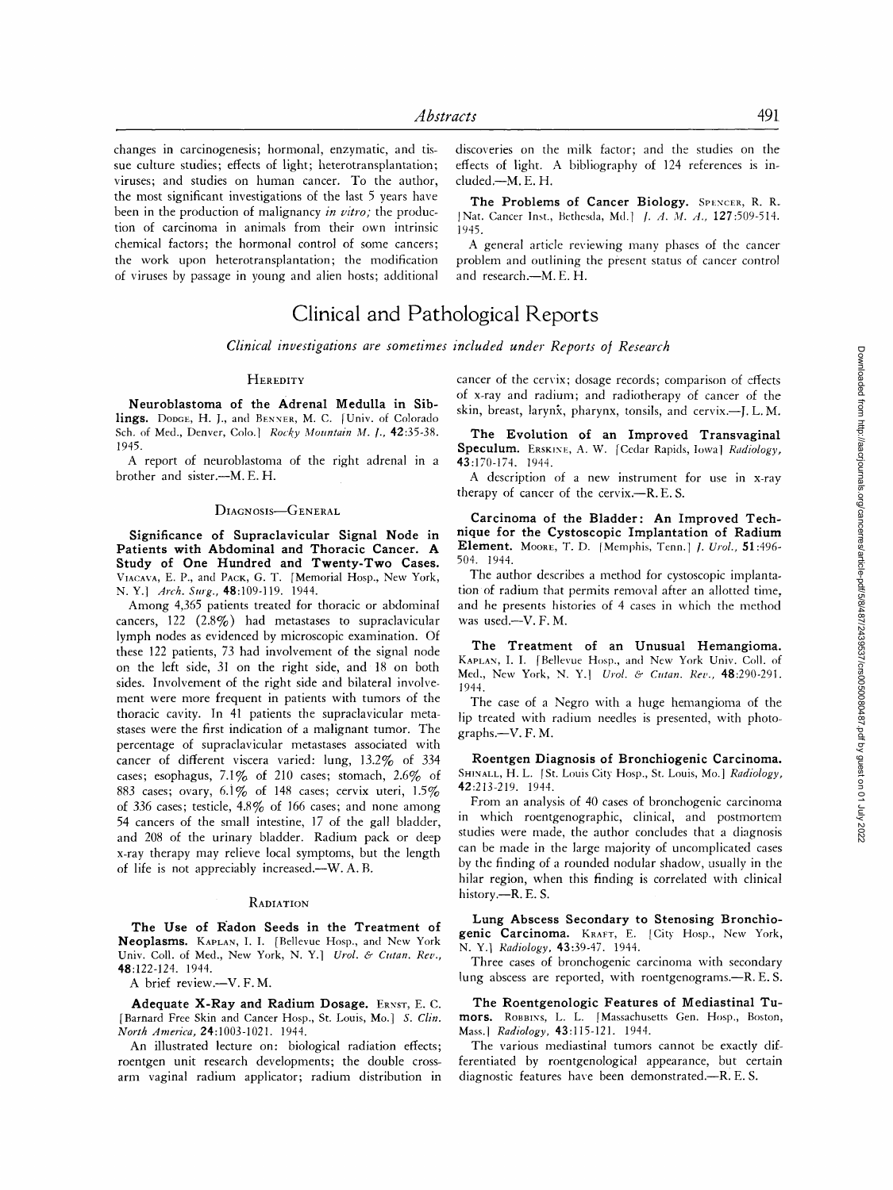changes in carcinogenesis; hormonal, enzymatic, and tissue culture studies; effects of light; heterotransplantation; viruses; and studies on human cancer. To the author, the most significant investigations of the last 5 years have been in the production of malignancy *in vitro;* the production of carcinoma in animals from their own intrinsic chemical factors; the hormonal control of some cancers; the work upon heterotransplantation; the modification of viruses by passage in young and alien hosts; additional discoveries on the milk factor; and the studies on the effects of light. A bibliography of 124 references is included.—M. E. H.

**The Problems of Cancer Biology.** Spencer, R. R. [Nat. Cancer Inst., Bethesda, Md.] *J. A. M. A.,* **127**:509-514. 1945.

A general article reviewing many phases of the cancer problem and outlining the present status of cancer control and research.—M. E. H.

# Clinical and Pathological Reports

*Clinical investigations are sometimes included under Reports of Research*

## Heredity

**Neuroblastoma of the Adrenal Medulla in Siblings.** Dodge, H. J., and Benner, M. C. [Univ. of Colorado Sch. of Med., Denver, Colo.] *Rocky Mountain M. J.,* **42**:35-38. 1945.

A report of neuroblastoma of the right adrenal in a brother and sister.—M. E. H.

## Diagnosis—General

**Significance of Supraclavicular Signal Node in Patients with Abdominal and Thoracic Cancer. A Study of One Hundred and Twenty-Two Cases.** Viacava, E. P., and Pack, G. T. [Memorial Hosp., New York, N. Y.] *Arch. Surg.,* **48**:109-119. 1944.

Among 4,365 patients treated for thoracic or abdominal cancers, 122 (2.8%) had metastases to supraclavicular lymph nodes as evidenced by microscopic examination. Of these 122 patients, 73 had involvement of the signal node on the left side, 31 on the right side, and 18 on both sides. Involvement of the right side and bilateral involvement were more frequent in patients with tumors of the thoracic cavity. In 41 patients the supraclavicular metastases were the first indication of a malignant tumor. The percentage of supraclavicular metastases associated with cancer of different viscera varied: lung, 13.2% of 334 cases; esophagus, 7.1% of 210 cases; stomach, 2.6% of 883 cases; ovary, 6.1% of 148 cases; cervix uteri, 1.5% of 336 cases; testicle, 4.8% of 166 cases; and none among 54 cancers of the small intestine, 17 of the gall bladder, and 208 of the urinary bladder. Radium pack or deep x-ray therapy may relieve local symptoms, but the length of life is not appreciably increased.—W. A. B.

## Radiation

**The Use of Radon Seeds in the Treatment of Neoplasms.** Kaplan, I. I. [Bellevue Hosp., and New York Univ. Coll. of Med., New York, N. Y.] *Urol. & Cutan. Rev.,* **48**:122-124. 1944.

A brief review.—V. F. M.

**Adequate X-Ray and Radium Dosage.** Ernst, E. C. [Barnard Free Skin and Cancer Hosp., St. Louis, Mo.] *S. Clin. North America,* **24**:1003-1021. 1944.

An illustrated lecture on: biological radiation effects; roentgen unit research developments; the double cross-arm vaginal radium applicator; radium distribution in cancer of the cervix; dosage records; comparison of effects of x-ray and radium; and radiotherapy of cancer of the skin, breast, larynx, pharynx, tonsils, and cervix.—J. L. M.

**The Evolution of an Improved Transvaginal Speculum.** Erskine, A. W. [Cedar Rapids, Iowa] *Radiology,* **43**:170-174. 1944.

A description of a new instrument for use in x-ray therapy of cancer of the cervix.—R. E. S.

**Carcinoma of the Bladder: An Improved Technique for the Cystoscopic Implantation of Radium Element.** Moore, T. D. [Memphis, Tenn.] *J. Urol.,* **51**:496-504. 1944.

The author describes a method for cystoscopic implantation of radium that permits removal after an allotted time, and he presents histories of 4 cases in which the method was used.—V. F. M.

**The Treatment of an Unusual Hemangioma.** Kaplan, I. I. [Bellevue Hosp., and New York Univ. Coll. of Med., New York, N. Y.] *Urol. & Cutan. Rev.,* **48**:290-291. 1944.

The case of a Negro with a huge hemangioma of the lip treated with radium needles is presented, with photographs.—V. F. M.

**Roentgen Diagnosis of Bronchiogenic Carcinoma.** Shinall, H. L. [St. Louis City Hosp., St. Louis, Mo.] *Radiology,* **42**:213-219. 1944.

From an analysis of 40 cases of bronchogenic carcinoma in which roentgenographic, clinical, and postmortem studies were made, the author concludes that a diagnosis can be made in the large majority of uncomplicated cases by the finding of a rounded nodular shadow, usually in the hilar region, when this finding is correlated with clinical history.—R. E. S.

**Lung Abscess Secondary to Stenosing Bronchiogenic Carcinoma.** Kraft, E. [City Hosp., New York, N. Y.] *Radiology,* **43**:39-47. 1944.

Three cases of bronchogenic carcinoma with secondary lung abscess are reported, with roentgenograms.—R. E. S.

**The Roentgenologic Features of Mediastinal Tumors.** Robbins, L. L. [Massachusetts Gen. Hosp., Boston, Mass.] *Radiology,* **43**:115-121. 1944.

The various mediastinal tumors cannot be exactly differentiated by roentgenological appearance, but certain diagnostic features have been demonstrated.—R. E. S.